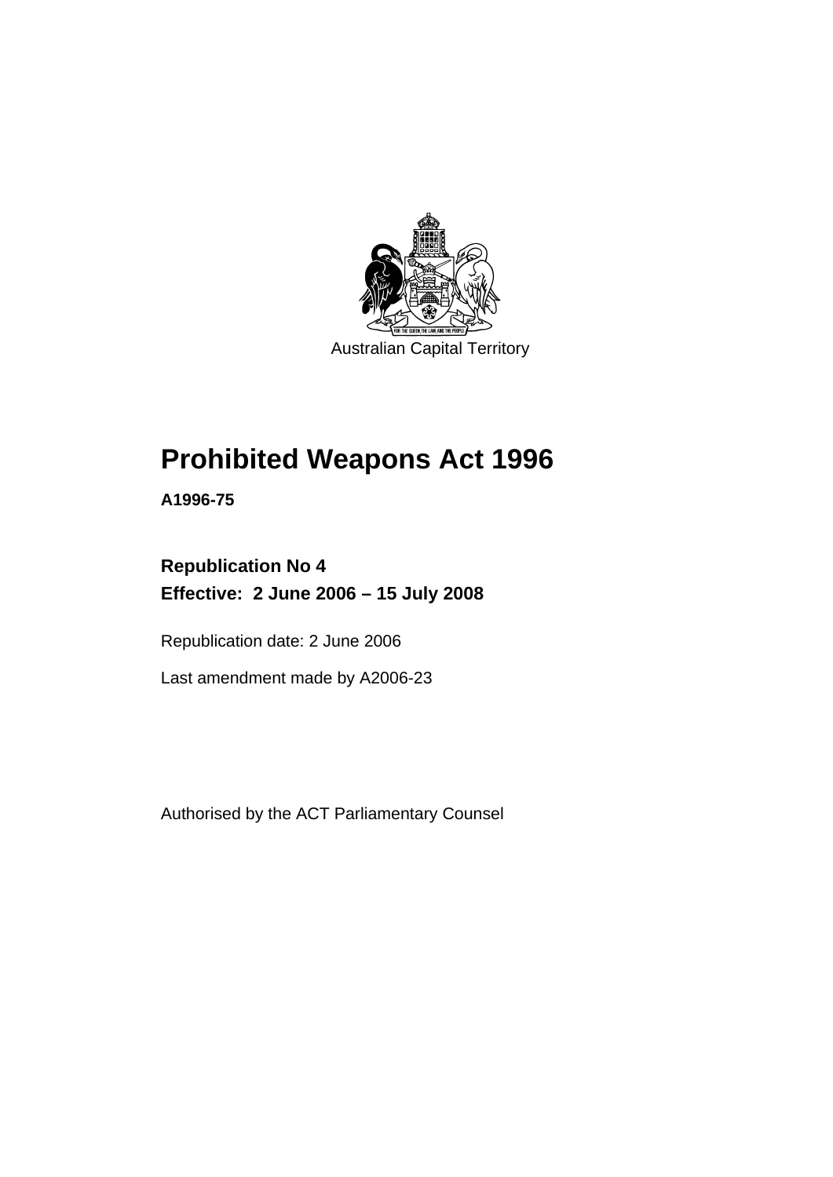Australian Capital Territory

# Prohibited Weapons Act 1996

**A1996-75**

## Republication No 4
## Effective: 2 June 2006 – 15 July 2008

Republication date: 2 June 2006

Last amendment made by A2006-23

Authorised by the ACT Parliamentary Counsel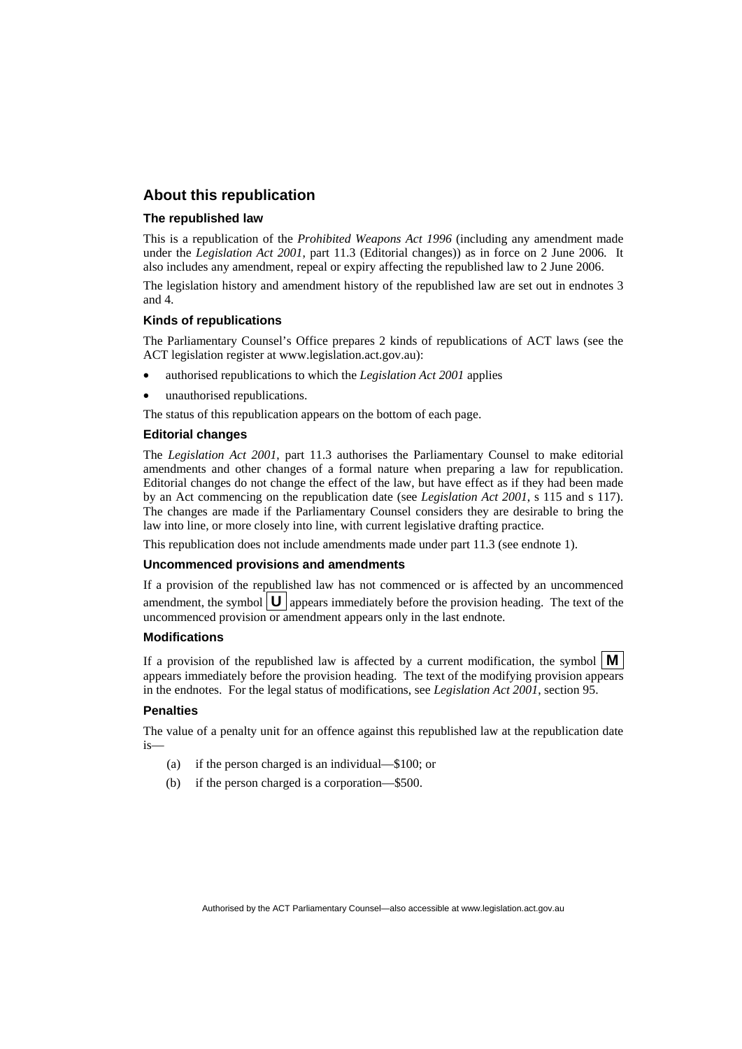## About this republication

### The republished law

This is a republication of the *Prohibited Weapons Act 1996* (including any amendment made under the *Legislation Act 2001*, part 11.3 (Editorial changes)) as in force on 2 June 2006. It also includes any amendment, repeal or expiry affecting the republished law to 2 June 2006.

The legislation history and amendment history of the republished law are set out in endnotes 3 and 4.

### Kinds of republications

The Parliamentary Counsel's Office prepares 2 kinds of republications of ACT laws (see the ACT legislation register at www.legislation.act.gov.au):

- authorised republications to which the *Legislation Act 2001* applies
- unauthorised republications.

The status of this republication appears on the bottom of each page.

### Editorial changes

The *Legislation Act 2001*, part 11.3 authorises the Parliamentary Counsel to make editorial amendments and other changes of a formal nature when preparing a law for republication. Editorial changes do not change the effect of the law, but have effect as if they had been made by an Act commencing on the republication date (see *Legislation Act 2001*, s 115 and s 117). The changes are made if the Parliamentary Counsel considers they are desirable to bring the law into line, or more closely into line, with current legislative drafting practice.

This republication does not include amendments made under part 11.3 (see endnote 1).

### Uncommenced provisions and amendments

If a provision of the republished law has not commenced or is affected by an uncommenced amendment, the symbol **U** appears immediately before the provision heading. The text of the uncommenced provision or amendment appears only in the last endnote.

### Modifications

If a provision of the republished law is affected by a current modification, the symbol **M** appears immediately before the provision heading. The text of the modifying provision appears in the endnotes. For the legal status of modifications, see *Legislation Act 2001*, section 95.

### Penalties

The value of a penalty unit for an offence against this republished law at the republication date is—

(a) if the person charged is an individual—$100; or

(b) if the person charged is a corporation—$500.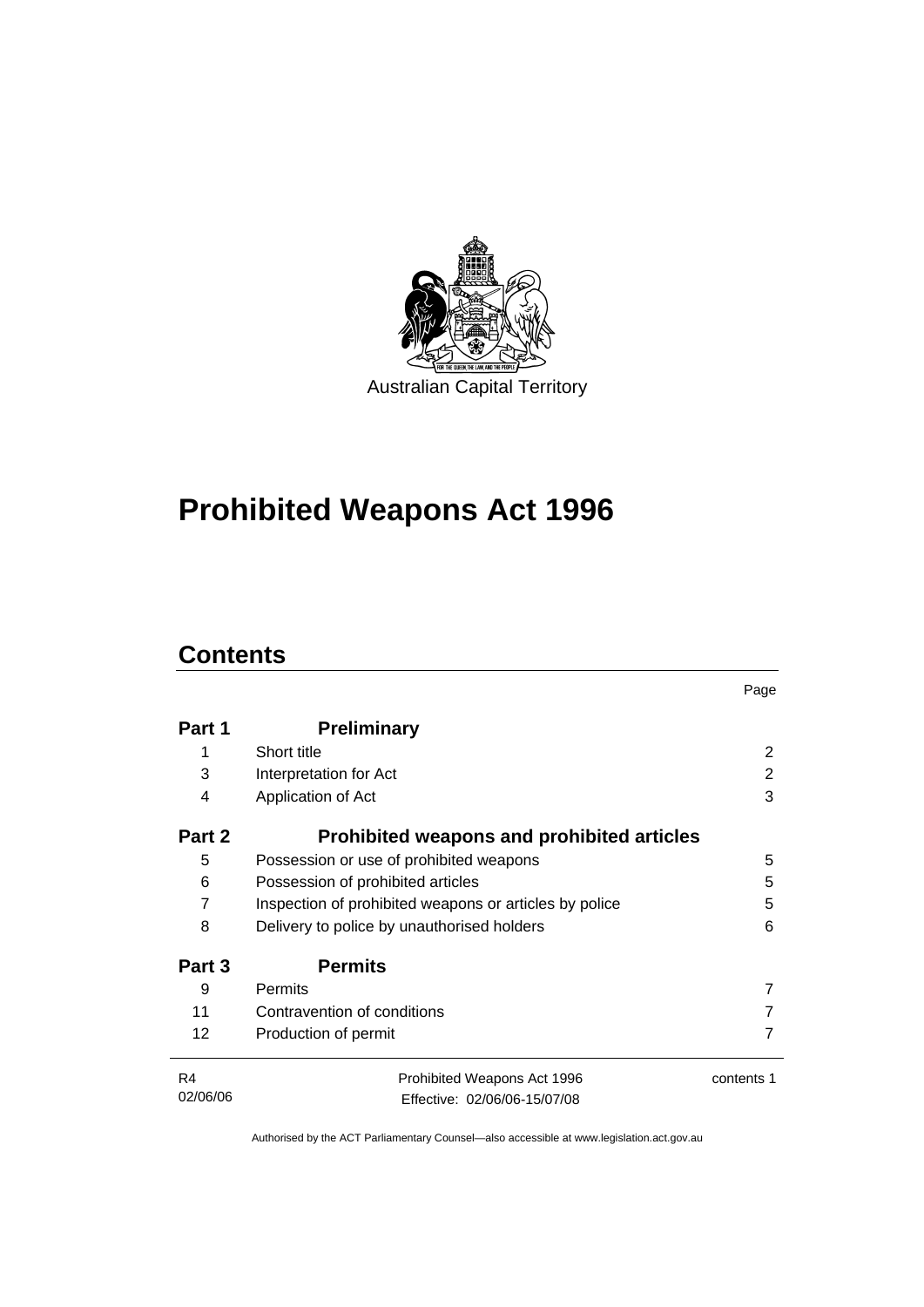Australian Capital Territory

# Prohibited Weapons Act 1996

## Contents

| | | Page |
|---|---|---|
| **Part 1** | **Preliminary** | |
| 1 | Short title | 2 |
| 3 | Interpretation for Act | 2 |
| 4 | Application of Act | 3 |
| **Part 2** | **Prohibited weapons and prohibited articles** | |
| 5 | Possession or use of prohibited weapons | 5 |
| 6 | Possession of prohibited articles | 5 |
| 7 | Inspection of prohibited weapons or articles by police | 5 |
| 8 | Delivery to police by unauthorised holders | 6 |
| **Part 3** | **Permits** | |
| 9 | Permits | 7 |
| 11 | Contravention of conditions | 7 |
| 12 | Production of permit | 7 |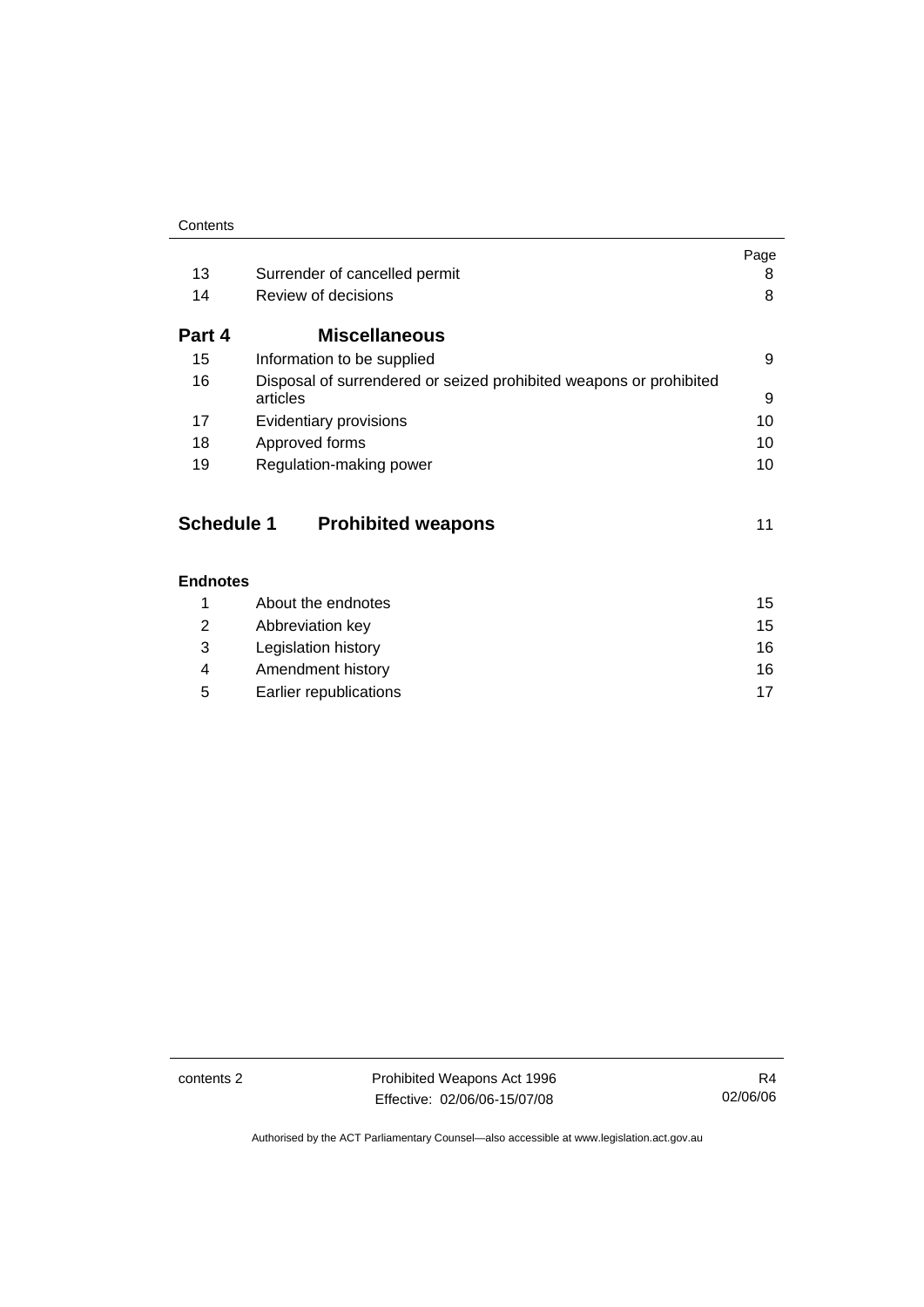| | | Page |
|---|---|---|
| 13 | Surrender of cancelled permit | 8 |
| 14 | Review of decisions | 8 |

## Part 4 Miscellaneous

| | | |
|---|---|---|
| 15 | Information to be supplied | 9 |
| 16 | Disposal of surrendered or seized prohibited weapons or prohibited articles | 9 |
| 17 | Evidentiary provisions | 10 |
| 18 | Approved forms | 10 |
| 19 | Regulation-making power | 10 |

## Schedule 1 Prohibited weapons 11

### Endnotes

| | | |
|---|---|---|
| 1 | About the endnotes | 15 |
| 2 | Abbreviation key | 15 |
| 3 | Legislation history | 16 |
| 4 | Amendment history | 16 |
| 5 | Earlier republications | 17 |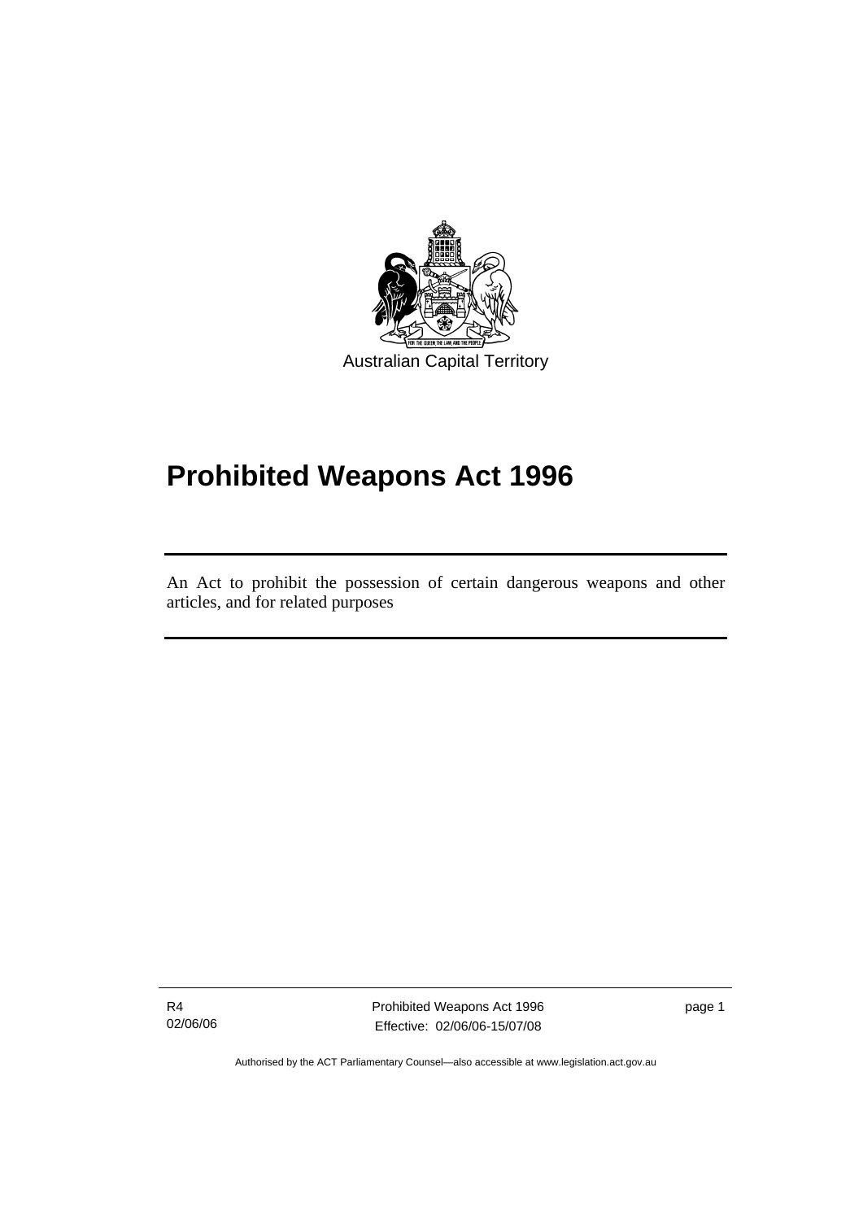Australian Capital Territory

# Prohibited Weapons Act 1996

An Act to prohibit the possession of certain dangerous weapons and other articles, and for related purposes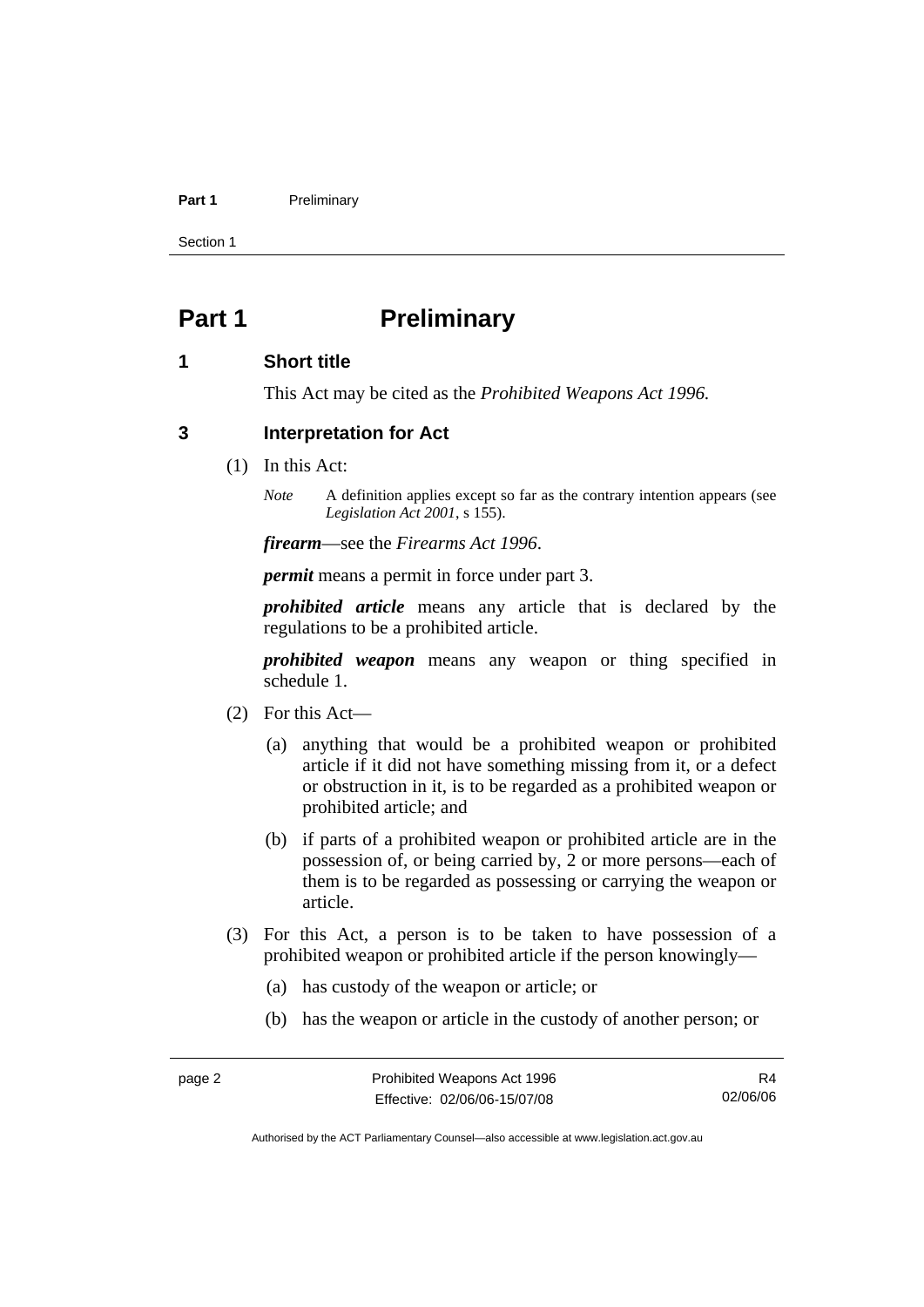# Part 1 Preliminary

## 1 Short title

This Act may be cited as the *Prohibited Weapons Act 1996.*

## 3 Interpretation for Act

(1) In this Act:

*Note* A definition applies except so far as the contrary intention appears (see *Legislation Act 2001*, s 155).

***firearm***—see the *Firearms Act 1996*.

***permit*** means a permit in force under part 3.

***prohibited article*** means any article that is declared by the regulations to be a prohibited article.

***prohibited weapon*** means any weapon or thing specified in schedule 1.

(2) For this Act—

(a) anything that would be a prohibited weapon or prohibited article if it did not have something missing from it, or a defect or obstruction in it, is to be regarded as a prohibited weapon or prohibited article; and

(b) if parts of a prohibited weapon or prohibited article are in the possession of, or being carried by, 2 or more persons—each of them is to be regarded as possessing or carrying the weapon or article.

(3) For this Act, a person is to be taken to have possession of a prohibited weapon or prohibited article if the person knowingly—

(a) has custody of the weapon or article; or

(b) has the weapon or article in the custody of another person; or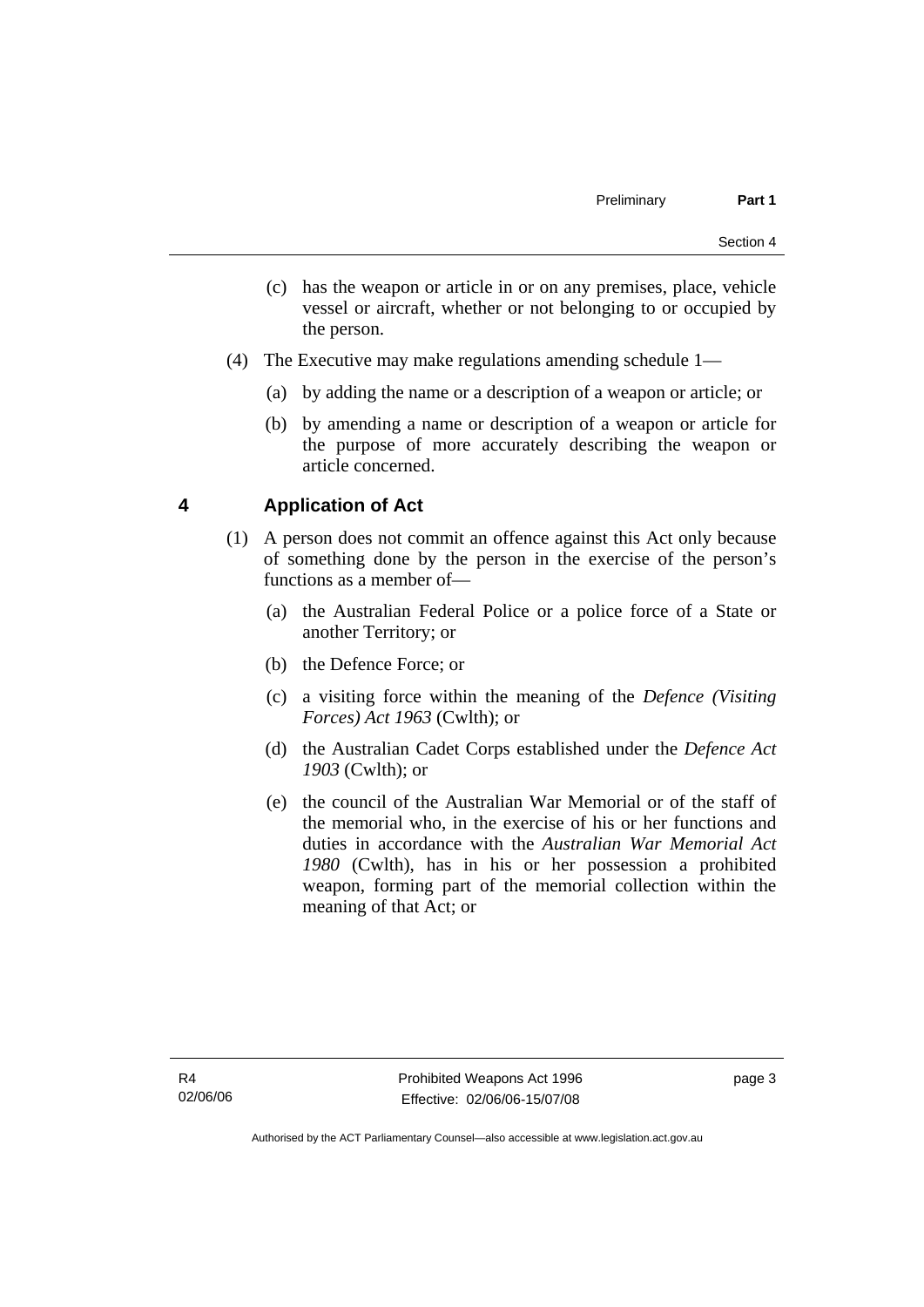(c) has the weapon or article in or on any premises, place, vehicle vessel or aircraft, whether or not belonging to or occupied by the person.

(4) The Executive may make regulations amending schedule 1—

(a) by adding the name or a description of a weapon or article; or

(b) by amending a name or description of a weapon or article for the purpose of more accurately describing the weapon or article concerned.

## 4 Application of Act

(1) A person does not commit an offence against this Act only because of something done by the person in the exercise of the person's functions as a member of—

(a) the Australian Federal Police or a police force of a State or another Territory; or

(b) the Defence Force; or

(c) a visiting force within the meaning of the *Defence (Visiting Forces) Act 1963* (Cwlth); or

(d) the Australian Cadet Corps established under the *Defence Act 1903* (Cwlth); or

(e) the council of the Australian War Memorial or of the staff of the memorial who, in the exercise of his or her functions and duties in accordance with the *Australian War Memorial Act 1980* (Cwlth), has in his or her possession a prohibited weapon, forming part of the memorial collection within the meaning of that Act; or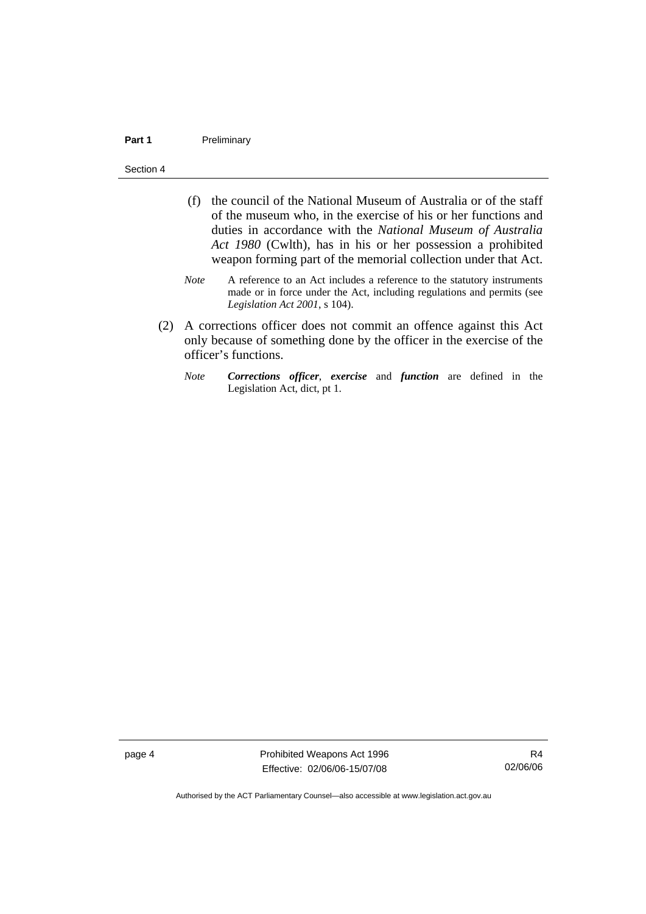(f) the council of the National Museum of Australia or of the staff of the museum who, in the exercise of his or her functions and duties in accordance with the *National Museum of Australia Act 1980* (Cwlth), has in his or her possession a prohibited weapon forming part of the memorial collection under that Act.

*Note* A reference to an Act includes a reference to the statutory instruments made or in force under the Act, including regulations and permits (see *Legislation Act 2001*, s 104).

(2) A corrections officer does not commit an offence against this Act only because of something done by the officer in the exercise of the officer's functions.

*Note* ***Corrections officer***, ***exercise*** and ***function*** are defined in the Legislation Act, dict, pt 1.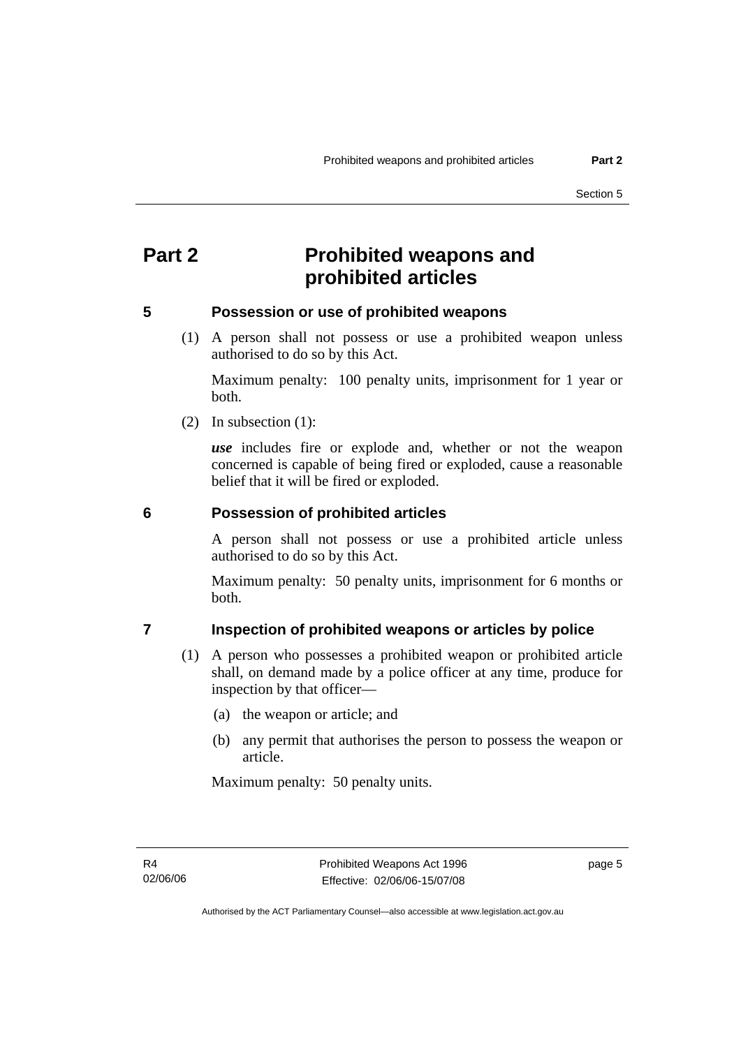# Part 2 Prohibited weapons and prohibited articles

## 5 Possession or use of prohibited weapons

(1) A person shall not possess or use a prohibited weapon unless authorised to do so by this Act.

Maximum penalty: 100 penalty units, imprisonment for 1 year or both.

(2) In subsection (1):

***use*** includes fire or explode and, whether or not the weapon concerned is capable of being fired or exploded, cause a reasonable belief that it will be fired or exploded.

## 6 Possession of prohibited articles

A person shall not possess or use a prohibited article unless authorised to do so by this Act.

Maximum penalty: 50 penalty units, imprisonment for 6 months or both.

## 7 Inspection of prohibited weapons or articles by police

(1) A person who possesses a prohibited weapon or prohibited article shall, on demand made by a police officer at any time, produce for inspection by that officer—

(a) the weapon or article; and

(b) any permit that authorises the person to possess the weapon or article.

Maximum penalty: 50 penalty units.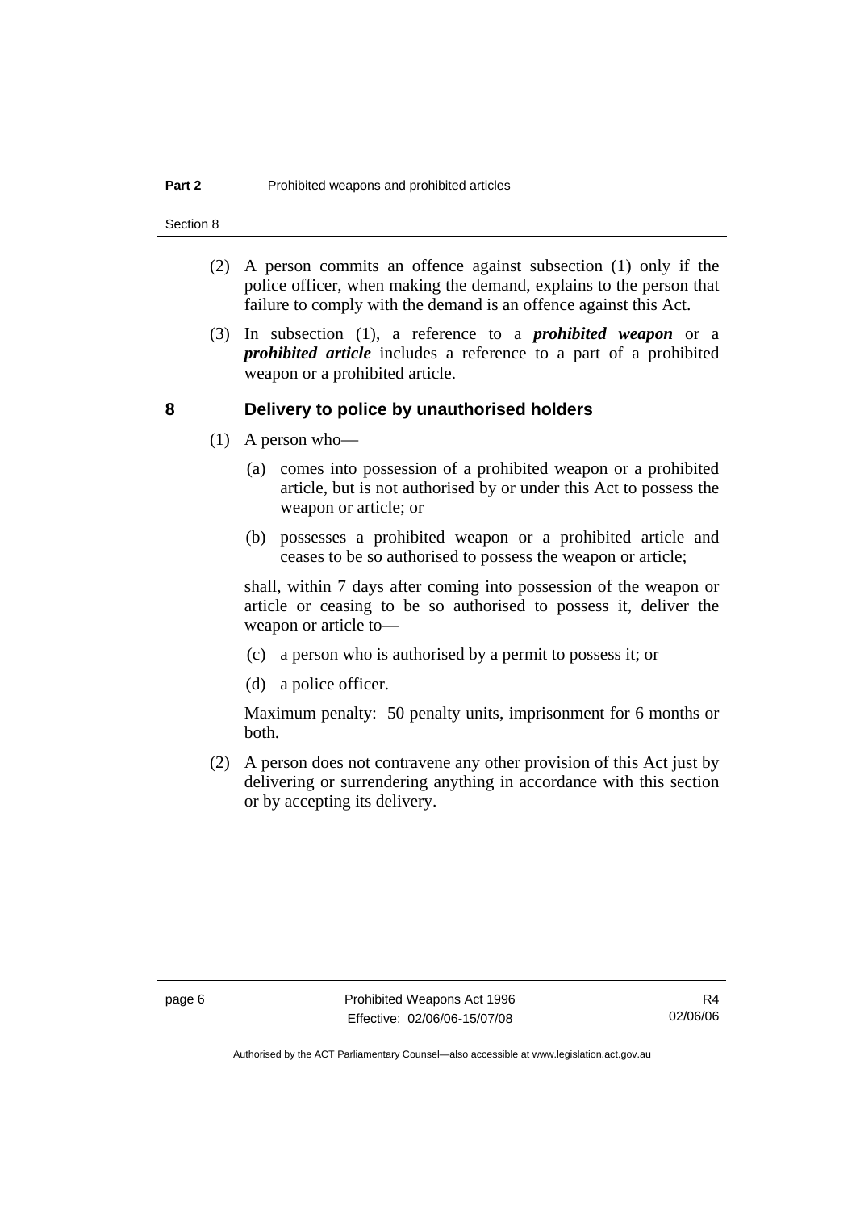(2) A person commits an offence against subsection (1) only if the police officer, when making the demand, explains to the person that failure to comply with the demand is an offence against this Act.

(3) In subsection (1), a reference to a ***prohibited weapon*** or a ***prohibited article*** includes a reference to a part of a prohibited weapon or a prohibited article.

## 8 Delivery to police by unauthorised holders

(1) A person who—

(a) comes into possession of a prohibited weapon or a prohibited article, but is not authorised by or under this Act to possess the weapon or article; or

(b) possesses a prohibited weapon or a prohibited article and ceases to be so authorised to possess the weapon or article;

shall, within 7 days after coming into possession of the weapon or article or ceasing to be so authorised to possess it, deliver the weapon or article to—

(c) a person who is authorised by a permit to possess it; or

(d) a police officer.

Maximum penalty: 50 penalty units, imprisonment for 6 months or both.

(2) A person does not contravene any other provision of this Act just by delivering or surrendering anything in accordance with this section or by accepting its delivery.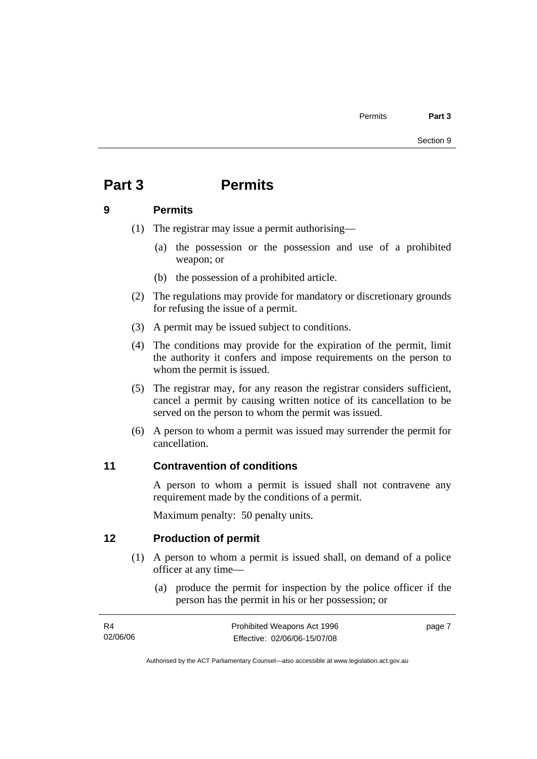# Part 3 Permits

## 9 Permits

(1) The registrar may issue a permit authorising—

(a) the possession or the possession and use of a prohibited weapon; or

(b) the possession of a prohibited article.

(2) The regulations may provide for mandatory or discretionary grounds for refusing the issue of a permit.

(3) A permit may be issued subject to conditions.

(4) The conditions may provide for the expiration of the permit, limit the authority it confers and impose requirements on the person to whom the permit is issued.

(5) The registrar may, for any reason the registrar considers sufficient, cancel a permit by causing written notice of its cancellation to be served on the person to whom the permit was issued.

(6) A person to whom a permit was issued may surrender the permit for cancellation.

## 11 Contravention of conditions

A person to whom a permit is issued shall not contravene any requirement made by the conditions of a permit.

Maximum penalty: 50 penalty units.

## 12 Production of permit

(1) A person to whom a permit is issued shall, on demand of a police officer at any time—

(a) produce the permit for inspection by the police officer if the person has the permit in his or her possession; or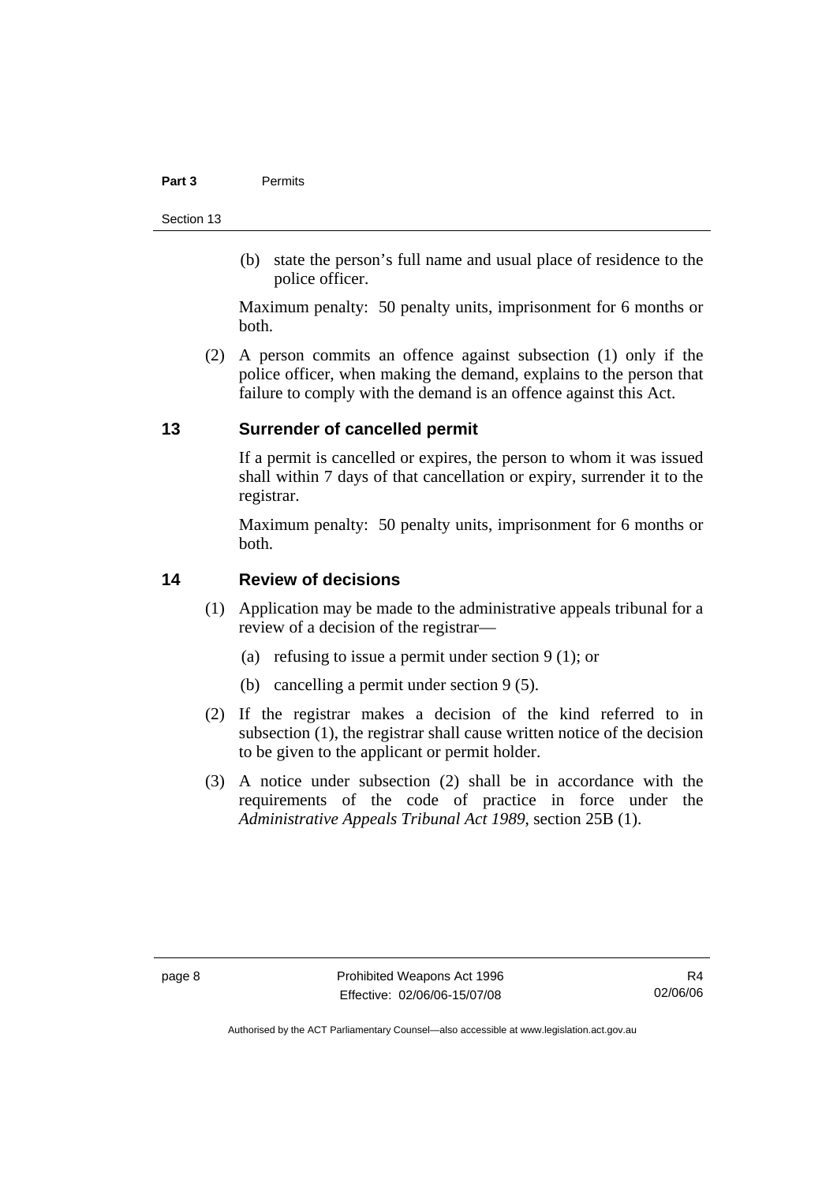(b) state the person's full name and usual place of residence to the police officer.

Maximum penalty: 50 penalty units, imprisonment for 6 months or both.

(2) A person commits an offence against subsection (1) only if the police officer, when making the demand, explains to the person that failure to comply with the demand is an offence against this Act.

## 13 Surrender of cancelled permit

If a permit is cancelled or expires, the person to whom it was issued shall within 7 days of that cancellation or expiry, surrender it to the registrar.

Maximum penalty: 50 penalty units, imprisonment for 6 months or both.

## 14 Review of decisions

(1) Application may be made to the administrative appeals tribunal for a review of a decision of the registrar—

(a) refusing to issue a permit under section 9 (1); or

(b) cancelling a permit under section 9 (5).

(2) If the registrar makes a decision of the kind referred to in subsection (1), the registrar shall cause written notice of the decision to be given to the applicant or permit holder.

(3) A notice under subsection (2) shall be in accordance with the requirements of the code of practice in force under the *Administrative Appeals Tribunal Act 1989*, section 25B (1).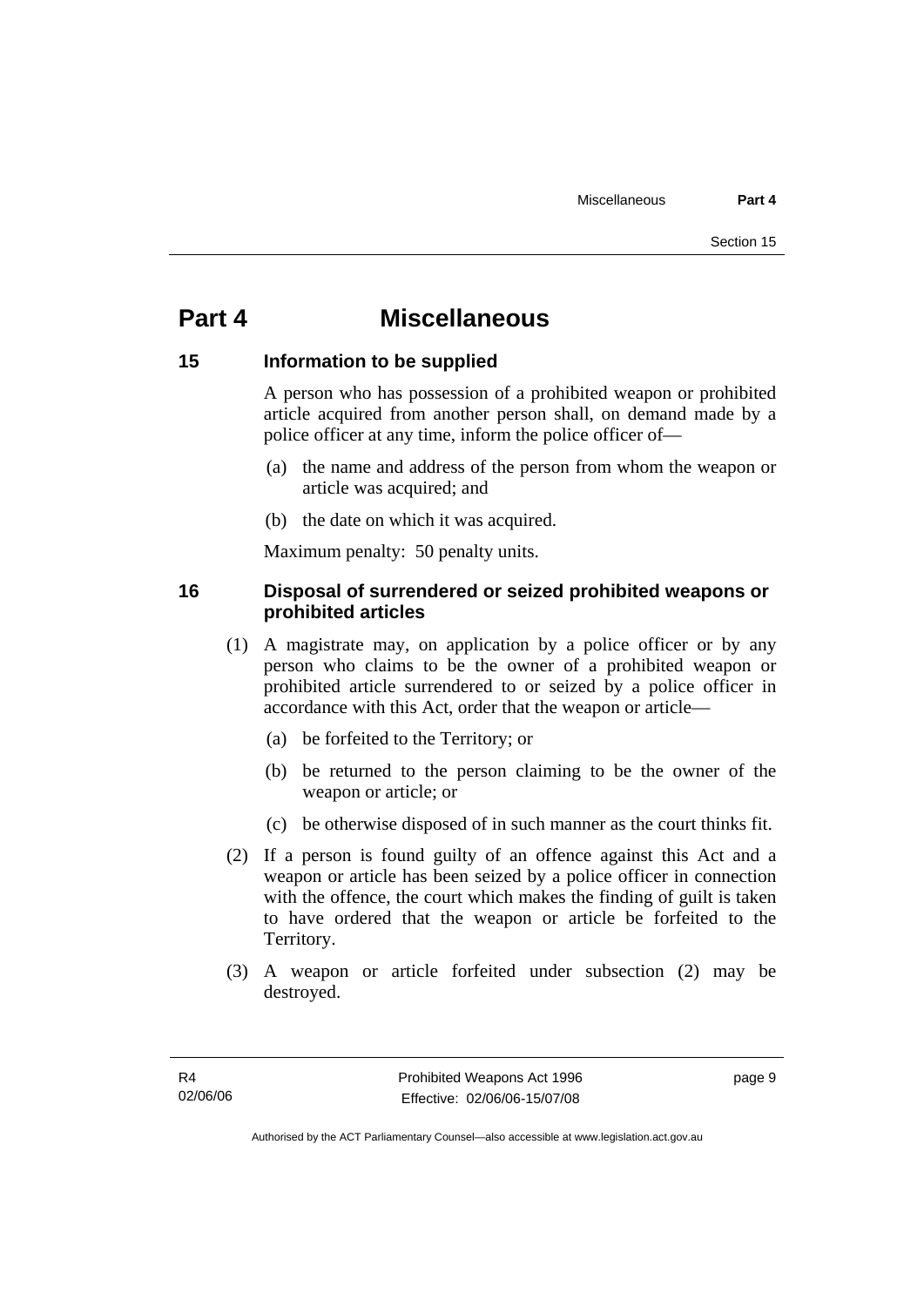# Part 4 Miscellaneous

## 15 Information to be supplied

A person who has possession of a prohibited weapon or prohibited article acquired from another person shall, on demand made by a police officer at any time, inform the police officer of—

(a) the name and address of the person from whom the weapon or article was acquired; and

(b) the date on which it was acquired.

Maximum penalty: 50 penalty units.

## 16 Disposal of surrendered or seized prohibited weapons or prohibited articles

(1) A magistrate may, on application by a police officer or by any person who claims to be the owner of a prohibited weapon or prohibited article surrendered to or seized by a police officer in accordance with this Act, order that the weapon or article—

(a) be forfeited to the Territory; or

(b) be returned to the person claiming to be the owner of the weapon or article; or

(c) be otherwise disposed of in such manner as the court thinks fit.

(2) If a person is found guilty of an offence against this Act and a weapon or article has been seized by a police officer in connection with the offence, the court which makes the finding of guilt is taken to have ordered that the weapon or article be forfeited to the Territory.

(3) A weapon or article forfeited under subsection (2) may be destroyed.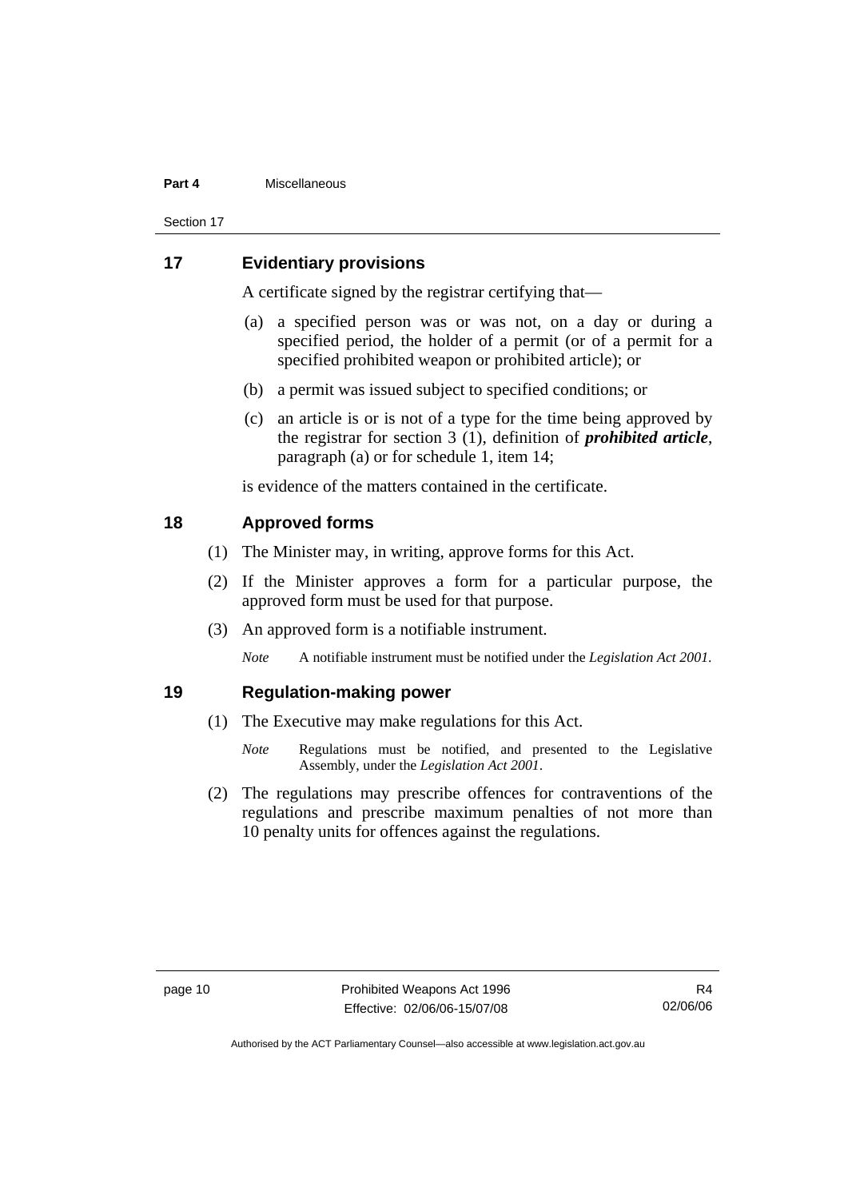## 17 Evidentiary provisions

A certificate signed by the registrar certifying that—

(a) a specified person was or was not, on a day or during a specified period, the holder of a permit (or of a permit for a specified prohibited weapon or prohibited article); or

(b) a permit was issued subject to specified conditions; or

(c) an article is or is not of a type for the time being approved by the registrar for section 3 (1), definition of ***prohibited article***, paragraph (a) or for schedule 1, item 14;

is evidence of the matters contained in the certificate.

## 18 Approved forms

(1) The Minister may, in writing, approve forms for this Act.

(2) If the Minister approves a form for a particular purpose, the approved form must be used for that purpose.

(3) An approved form is a notifiable instrument.

*Note* A notifiable instrument must be notified under the *Legislation Act 2001*.

## 19 Regulation-making power

(1) The Executive may make regulations for this Act.

*Note* Regulations must be notified, and presented to the Legislative Assembly, under the *Legislation Act 2001*.

(2) The regulations may prescribe offences for contraventions of the regulations and prescribe maximum penalties of not more than 10 penalty units for offences against the regulations.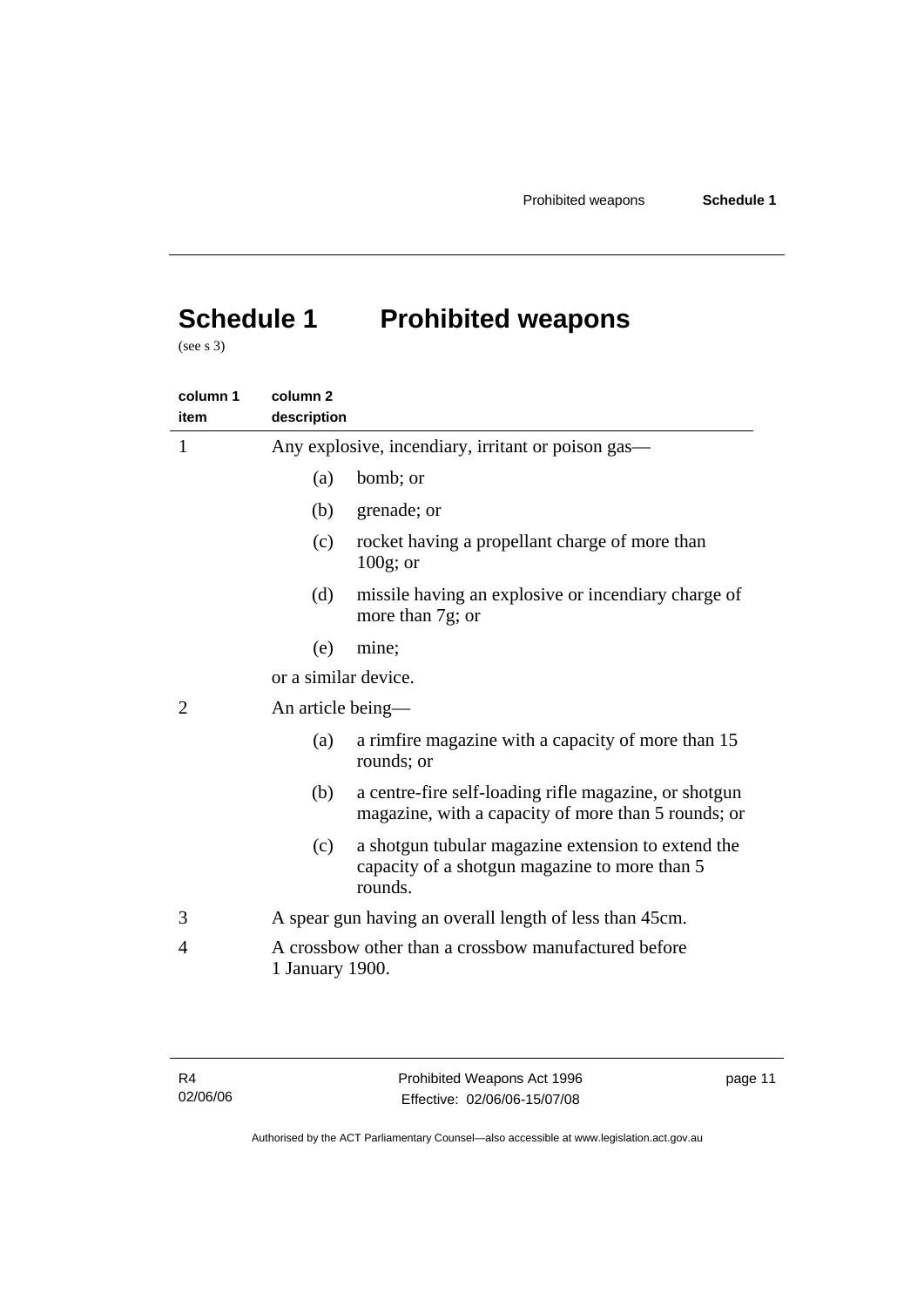# Schedule 1 Prohibited weapons

(see s 3)

| column 1 item | column 2 description |
|---|---|
| 1 | Any explosive, incendiary, irritant or poison gas—<br>(a) bomb; or<br>(b) grenade; or<br>(c) rocket having a propellant charge of more than 100g; or<br>(d) missile having an explosive or incendiary charge of more than 7g; or<br>(e) mine;<br>or a similar device. |
| 2 | An article being—<br>(a) a rimfire magazine with a capacity of more than 15 rounds; or<br>(b) a centre-fire self-loading rifle magazine, or shotgun magazine, with a capacity of more than 5 rounds; or<br>(c) a shotgun tubular magazine extension to extend the capacity of a shotgun magazine to more than 5 rounds. |
| 3 | A spear gun having an overall length of less than 45cm. |
| 4 | A crossbow other than a crossbow manufactured before 1 January 1900. |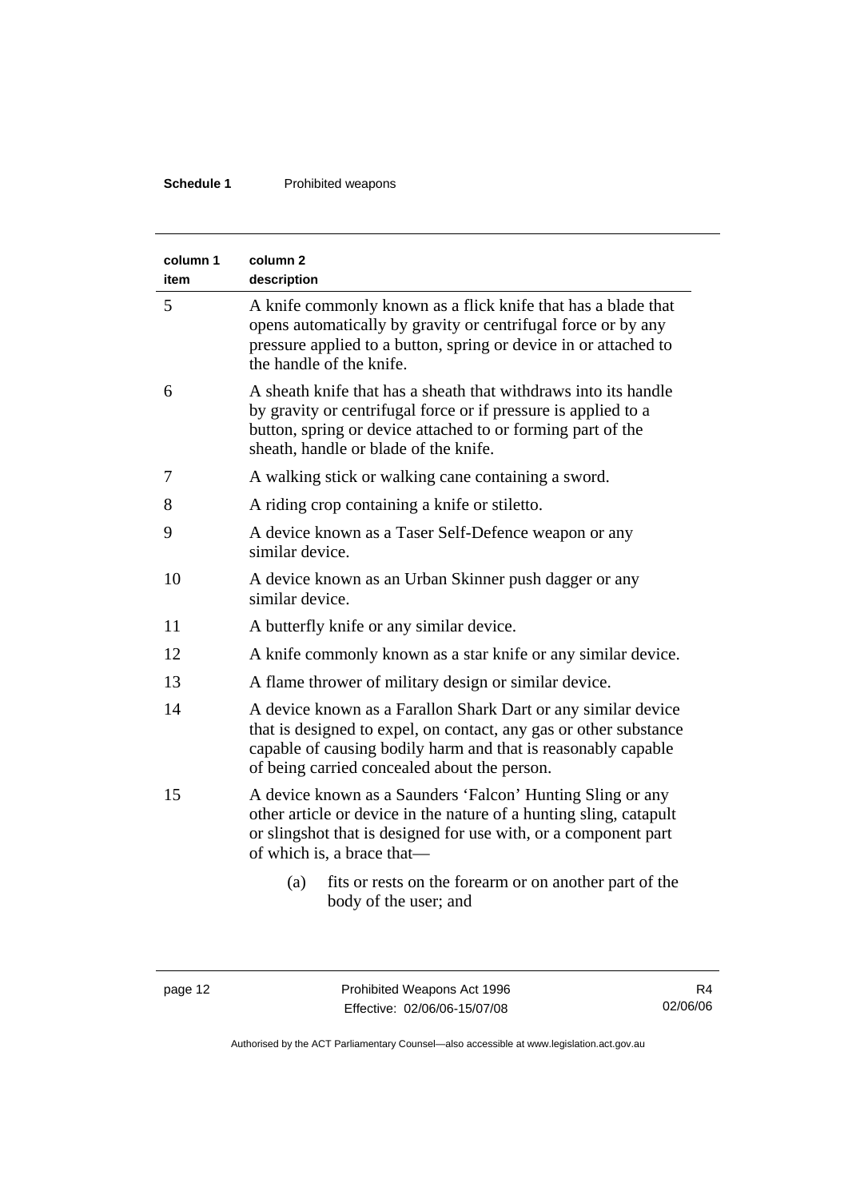| column 1 item | column 2 description |
|---|---|
| 5 | A knife commonly known as a flick knife that has a blade that opens automatically by gravity or centrifugal force or by any pressure applied to a button, spring or device in or attached to the handle of the knife. |
| 6 | A sheath knife that has a sheath that withdraws into its handle by gravity or centrifugal force or if pressure is applied to a button, spring or device attached to or forming part of the sheath, handle or blade of the knife. |
| 7 | A walking stick or walking cane containing a sword. |
| 8 | A riding crop containing a knife or stiletto. |
| 9 | A device known as a Taser Self-Defence weapon or any similar device. |
| 10 | A device known as an Urban Skinner push dagger or any similar device. |
| 11 | A butterfly knife or any similar device. |
| 12 | A knife commonly known as a star knife or any similar device. |
| 13 | A flame thrower of military design or similar device. |
| 14 | A device known as a Farallon Shark Dart or any similar device that is designed to expel, on contact, any gas or other substance capable of causing bodily harm and that is reasonably capable of being carried concealed about the person. |
| 15 | A device known as a Saunders 'Falcon' Hunting Sling or any other article or device in the nature of a hunting sling, catapult or slingshot that is designed for use with, or a component part of which is, a brace that—<br>(a) fits or rests on the forearm or on another part of the body of the user; and |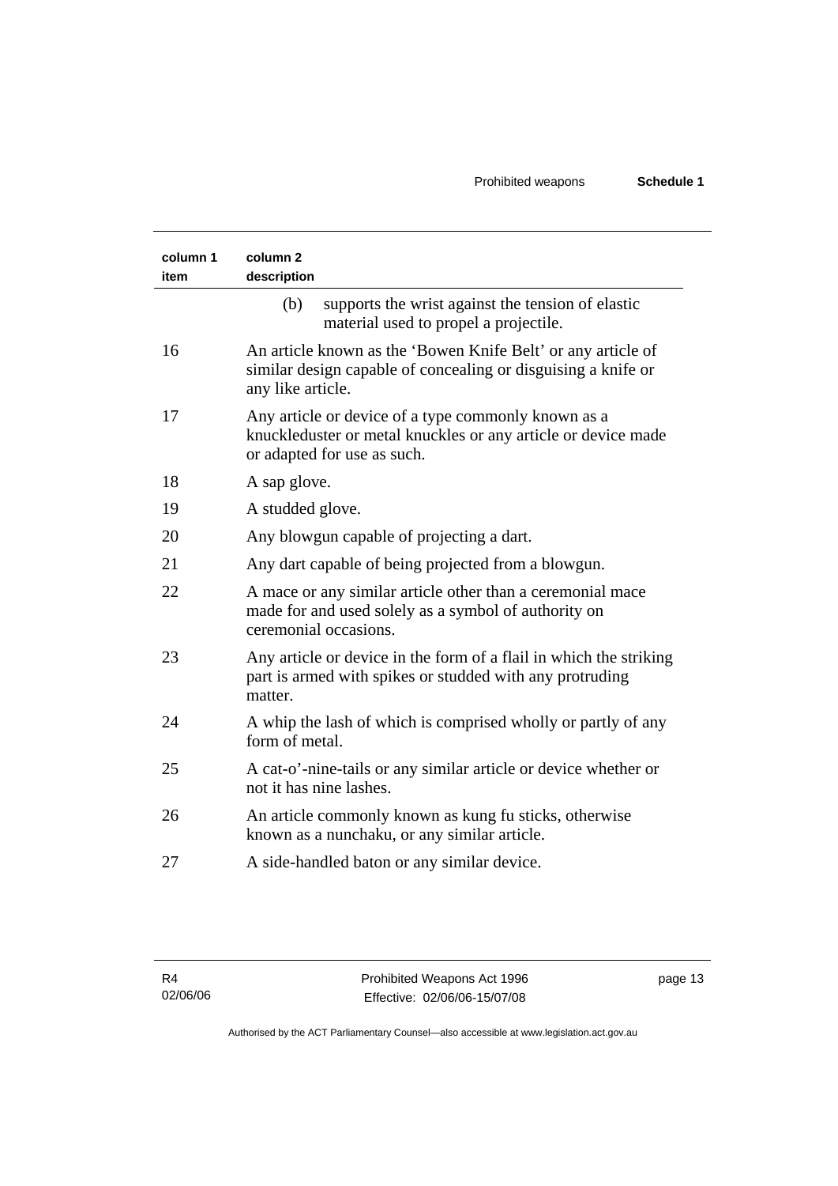| column 1 item | column 2 description |
|---|---|
| | (b) supports the wrist against the tension of elastic material used to propel a projectile. |
| 16 | An article known as the 'Bowen Knife Belt' or any article of similar design capable of concealing or disguising a knife or any like article. |
| 17 | Any article or device of a type commonly known as a knuckleduster or metal knuckles or any article or device made or adapted for use as such. |
| 18 | A sap glove. |
| 19 | A studded glove. |
| 20 | Any blowgun capable of projecting a dart. |
| 21 | Any dart capable of being projected from a blowgun. |
| 22 | A mace or any similar article other than a ceremonial mace made for and used solely as a symbol of authority on ceremonial occasions. |
| 23 | Any article or device in the form of a flail in which the striking part is armed with spikes or studded with any protruding matter. |
| 24 | A whip the lash of which is comprised wholly or partly of any form of metal. |
| 25 | A cat-o'-nine-tails or any similar article or device whether or not it has nine lashes. |
| 26 | An article commonly known as kung fu sticks, otherwise known as a nunchaku, or any similar article. |
| 27 | A side-handled baton or any similar device. |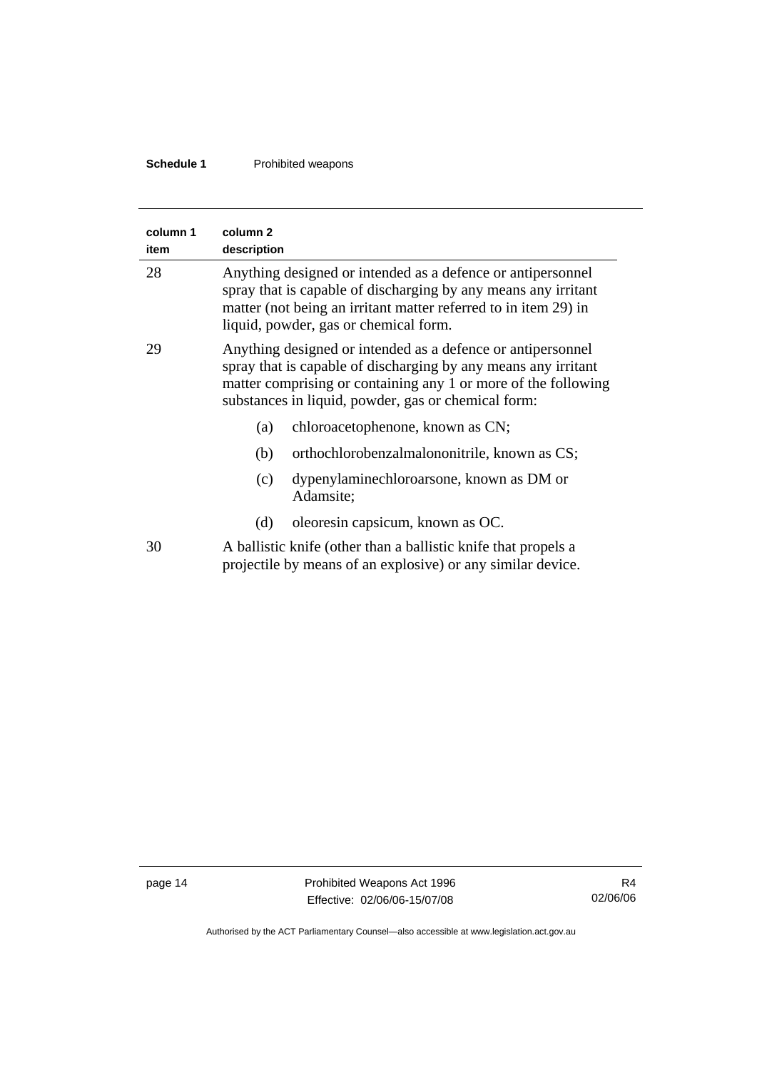| column 1 item | column 2 description |
|---|---|
| 28 | Anything designed or intended as a defence or antipersonnel spray that is capable of discharging by any means any irritant matter (not being an irritant matter referred to in item 29) in liquid, powder, gas or chemical form. |
| 29 | Anything designed or intended as a defence or antipersonnel spray that is capable of discharging by any means any irritant matter comprising or containing any 1 or more of the following substances in liquid, powder, gas or chemical form:<br>(a) chloroacetophenone, known as CN;<br>(b) orthochlorobenzalmalononitrile, known as CS;<br>(c) dypenylaminechloroarsone, known as DM or Adamsite;<br>(d) oleoresin capsicum, known as OC. |
| 30 | A ballistic knife (other than a ballistic knife that propels a projectile by means of an explosive) or any similar device. |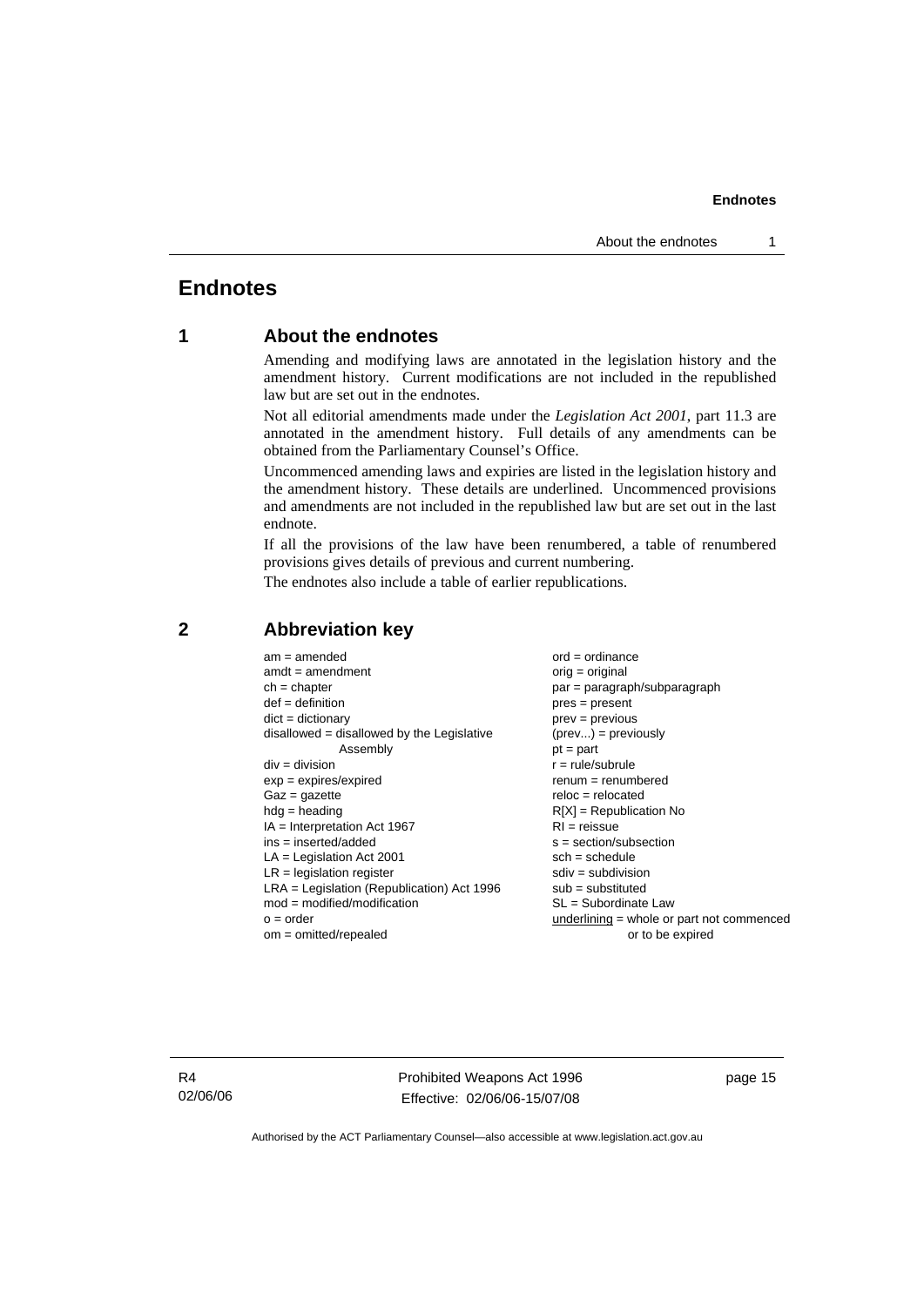# Endnotes

## 1 About the endnotes

Amending and modifying laws are annotated in the legislation history and the amendment history. Current modifications are not included in the republished law but are set out in the endnotes.

Not all editorial amendments made under the *Legislation Act 2001*, part 11.3 are annotated in the amendment history. Full details of any amendments can be obtained from the Parliamentary Counsel's Office.

Uncommenced amending laws and expiries are listed in the legislation history and the amendment history. These details are underlined. Uncommenced provisions and amendments are not included in the republished law but are set out in the last endnote.

If all the provisions of the law have been renumbered, a table of renumbered provisions gives details of previous and current numbering.

The endnotes also include a table of earlier republications.

## 2 Abbreviation key

am = amended
amdt = amendment
ch = chapter
def = definition
dict = dictionary
disallowed = disallowed by the Legislative Assembly
div = division
exp = expires/expired
Gaz = gazette
hdg = heading
IA = Interpretation Act 1967
ins = inserted/added
LA = Legislation Act 2001
LR = legislation register
LRA = Legislation (Republication) Act 1996
mod = modified/modification
o = order
om = omitted/repealed
ord = ordinance
orig = original
par = paragraph/subparagraph
pres = present
prev = previous
(prev...) = previously
pt = part
r = rule/subrule
renum = renumbered
reloc = relocated
R[X] = Republication No
RI = reissue
s = section/subsection
sch = schedule
sdiv = subdivision
sub = substituted
SL = Subordinate Law
underlining = whole or part not commenced or to be expired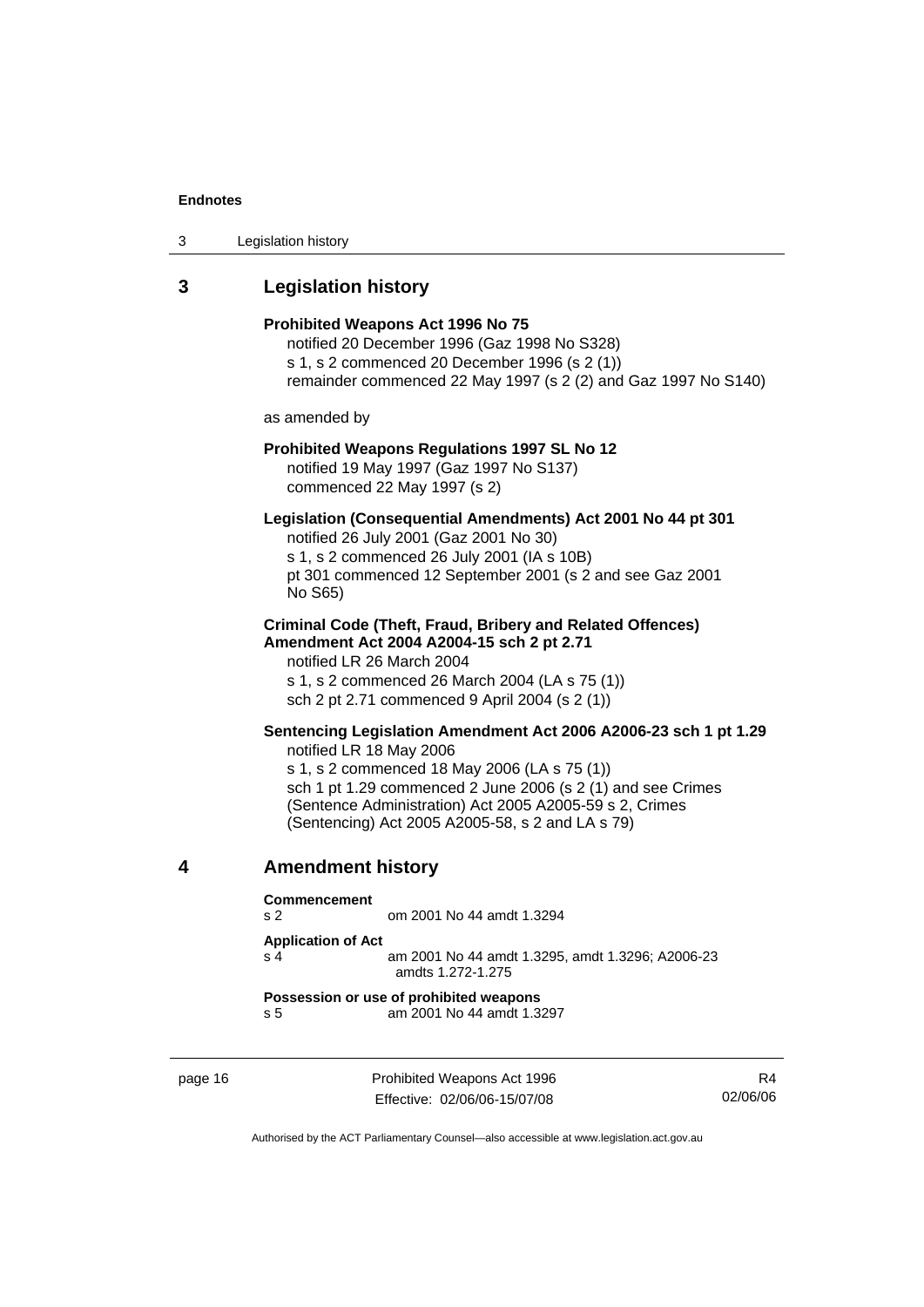## 3 Legislation history

**Prohibited Weapons Act 1996 No 75**
notified 20 December 1996 (Gaz 1998 No S328)
s 1, s 2 commenced 20 December 1996 (s 2 (1))
remainder commenced 22 May 1997 (s 2 (2) and Gaz 1997 No S140)

as amended by

**Prohibited Weapons Regulations 1997 SL No 12**
notified 19 May 1997 (Gaz 1997 No S137)
commenced 22 May 1997 (s 2)

**Legislation (Consequential Amendments) Act 2001 No 44 pt 301**
notified 26 July 2001 (Gaz 2001 No 30)
s 1, s 2 commenced 26 July 2001 (IA s 10B)
pt 301 commenced 12 September 2001 (s 2 and see Gaz 2001 No S65)

**Criminal Code (Theft, Fraud, Bribery and Related Offences) Amendment Act 2004 A2004-15 sch 2 pt 2.71**
notified LR 26 March 2004
s 1, s 2 commenced 26 March 2004 (LA s 75 (1))
sch 2 pt 2.71 commenced 9 April 2004 (s 2 (1))

**Sentencing Legislation Amendment Act 2006 A2006-23 sch 1 pt 1.29**
notified LR 18 May 2006
s 1, s 2 commenced 18 May 2006 (LA s 75 (1))
sch 1 pt 1.29 commenced 2 June 2006 (s 2 (1) and see Crimes (Sentence Administration) Act 2005 A2005-59 s 2, Crimes (Sentencing) Act 2005 A2005-58, s 2 and LA s 79)

## 4 Amendment history

**Commencement**
s 2 om 2001 No 44 amdt 1.3294

**Application of Act**
s 4 am 2001 No 44 amdt 1.3295, amdt 1.3296; A2006-23 amdts 1.272-1.275

**Possession or use of prohibited weapons**
s 5 am 2001 No 44 amdt 1.3297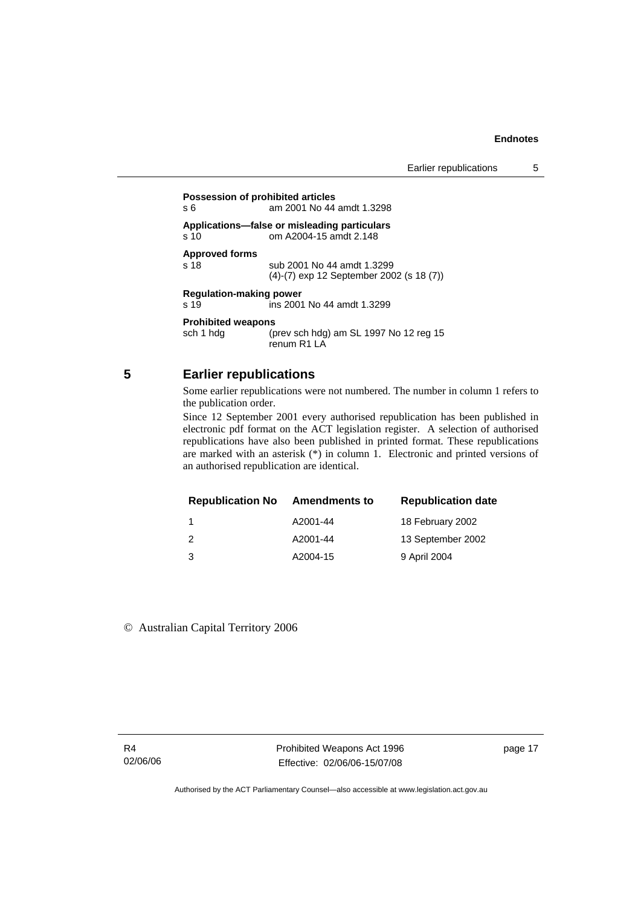**Possession of prohibited articles**
s 6 am 2001 No 44 amdt 1.3298

**Applications—false or misleading particulars**
s 10 om A2004-15 amdt 2.148

**Approved forms**
s 18 sub 2001 No 44 amdt 1.3299
(4)-(7) exp 12 September 2002 (s 18 (7))

**Regulation-making power**
s 19 ins 2001 No 44 amdt 1.3299

**Prohibited weapons**
sch 1 hdg (prev sch hdg) am SL 1997 No 12 reg 15
renum R1 LA

## 5 Earlier republications

Some earlier republications were not numbered. The number in column 1 refers to the publication order.

Since 12 September 2001 every authorised republication has been published in electronic pdf format on the ACT legislation register. A selection of authorised republications have also been published in printed format. These republications are marked with an asterisk (*) in column 1. Electronic and printed versions of an authorised republication are identical.

| Republication No | Amendments to | Republication date |
|---|---|---|
| 1 | A2001-44 | 18 February 2002 |
| 2 | A2001-44 | 13 September 2002 |
| 3 | A2004-15 | 9 April 2004 |

© Australian Capital Territory 2006